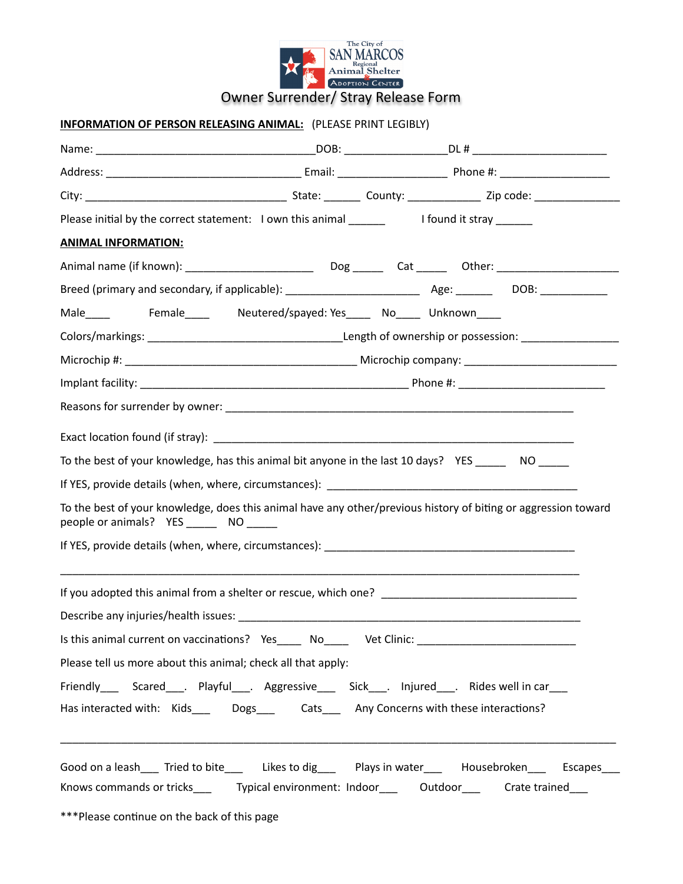The City of SAN MARCOS Regional Animal Shelter & Adoption Center

# Owner Surrender/ Stray Release Form

**INFORMATION OF PERSON RELEASING ANIMAL:** (PLEASE PRINT LEGIBLY)

Name: ___________________________________DOB: ________________DL # ______________________

Address: _______________________________ Email: _________________ Phone #: _________________

City: ________________________________ State: ______ County: ___________ Zip code: _____________

Please initial by the correct statement: I own this animal ______ I found it stray ______

**ANIMAL INFORMATION:**

Animal name (if known): ____________________ Dog _____ Cat _____ Other: ___________________

Breed (primary and secondary, if applicable): _____________________ Age: ______ DOB: ___________

Male____ Female____ Neutered/spayed: Yes____ No____ Unknown____

Colors/markings: ______________________________Length of ownership or possession: _______________

Microchip #: _____________________________________ Microchip company: ________________________

Implant facility: ___________________________________________ Phone #: _______________________

Reasons for surrender by owner: _______________________________________________________

Exact location found (if stray): _______________________________________________________

To the best of your knowledge, has this animal bit anyone in the last 10 days? YES _____ NO _____

If YES, provide details (when, where, circumstances): ________________________________________

To the best of your knowledge, does this animal have any other/previous history of biting or aggression toward people or animals? YES _____ NO _____

If YES, provide details (when, where, circumstances): ________________________________________

_________________________________________________________________________________

If you adopted this animal from a shelter or rescue, which one? ______________________________

Describe any injuries/health issues: _____________________________________________________

Is this animal current on vaccinations? Yes____ No____ Vet Clinic: _________________________

Please tell us more about this animal; check all that apply:

Friendly___ Scared___. Playful___. Aggressive___ Sick___. Injured___. Rides well in car___

Has interacted with: Kids___ Dogs___ Cats___ Any Concerns with these interactions?

_________________________________________________________________________________

Good on a leash___ Tried to bite___ Likes to dig___ Plays in water___ Housebroken___ Escapes___

Knows commands or tricks___ Typical environment: Indoor___ Outdoor___ Crate trained___

***Please continue on the back of this page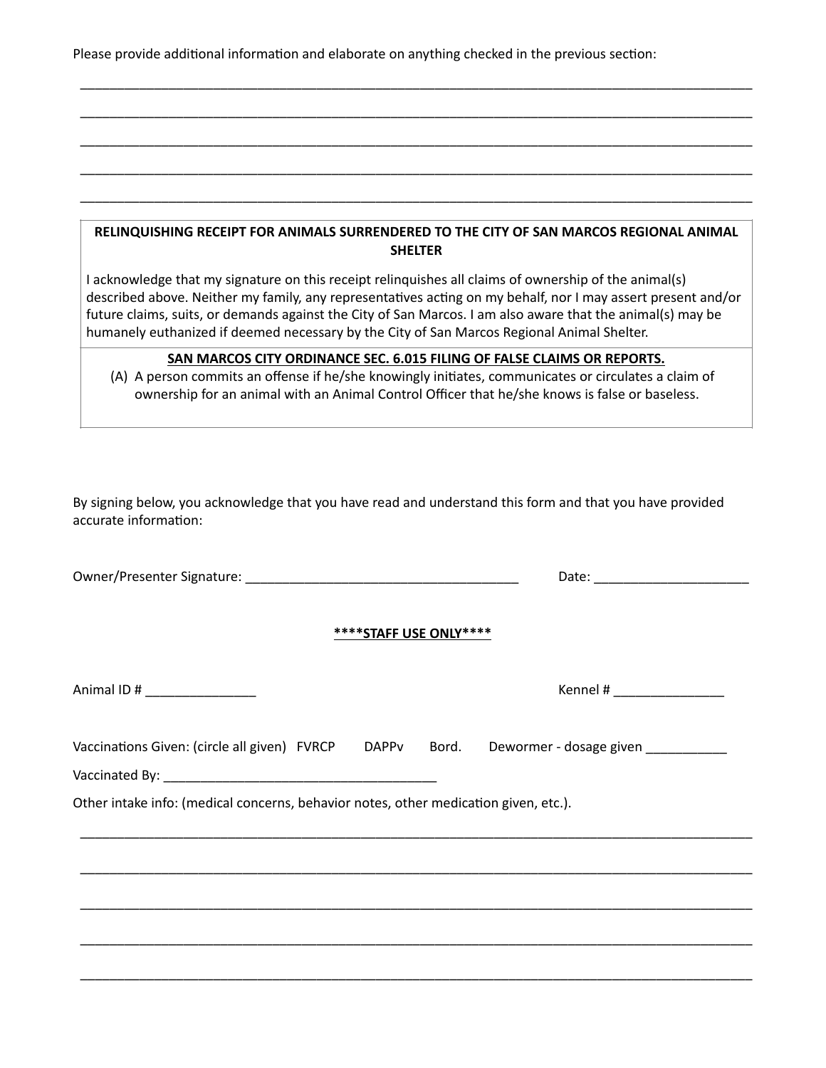Please provide additional information and elaborate on anything checked in the previous section:

______________________________________________________________________________________

______________________________________________________________________________________

______________________________________________________________________________________

______________________________________________________________________________________

______________________________________________________________________________________

**RELINQUISHING RECEIPT FOR ANIMALS SURRENDERED TO THE CITY OF SAN MARCOS REGIONAL ANIMAL SHELTER**

I acknowledge that my signature on this receipt relinquishes all claims of ownership of the animal(s) described above. Neither my family, any representatives acting on my behalf, nor I may assert present and/or future claims, suits, or demands against the City of San Marcos. I am also aware that the animal(s) may be humanely euthanized if deemed necessary by the City of San Marcos Regional Animal Shelter.

**SAN MARCOS CITY ORDINANCE SEC. 6.015 FILING OF FALSE CLAIMS OR REPORTS.**

(A) A person commits an offense if he/she knowingly initiates, communicates or circulates a claim of ownership for an animal with an Animal Control Officer that he/she knows is false or baseless.

By signing below, you acknowledge that you have read and understand this form and that you have provided accurate information:

Owner/Presenter Signature: ______________________________________ Date: _____________________

**\*\*\*\*STAFF USE ONLY\*\*\*\***

Animal ID # _______________ Kennel # _______________

Vaccinations Given: (circle all given) FVRCP DAPPv Bord. Dewormer - dosage given ___________

Vaccinated By: _____________________________________

Other intake info: (medical concerns, behavior notes, other medication given, etc.).

______________________________________________________________________________________

______________________________________________________________________________________

______________________________________________________________________________________

______________________________________________________________________________________

______________________________________________________________________________________